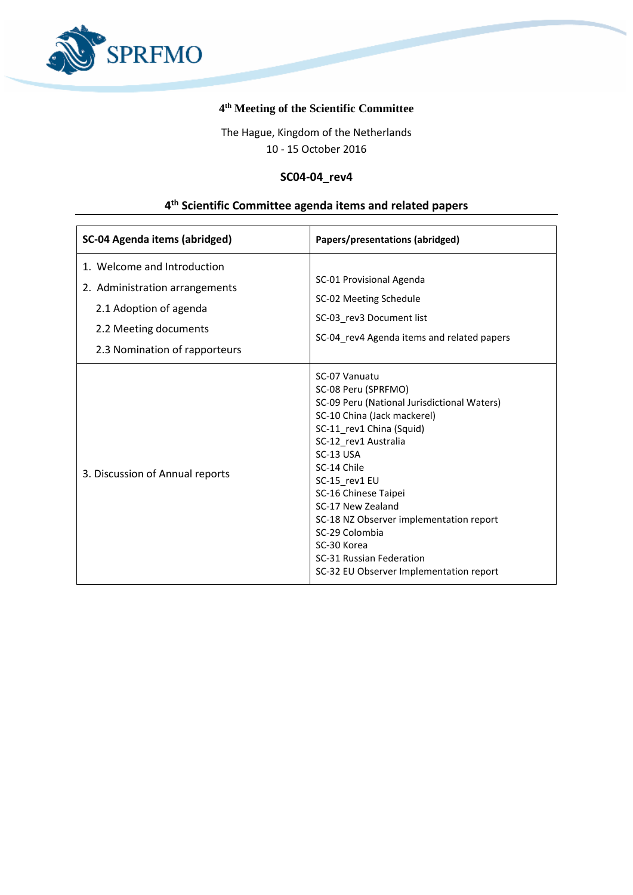SPRFMO

# 4th Meeting of the Scientific Committee

The Hague, Kingdom of the Netherlands
10 - 15 October 2016

## SC04-04_rev4

## 4th Scientific Committee agenda items and related papers

| SC-04 Agenda items (abridged) | Papers/presentations (abridged) |
|---|---|
| 1. Welcome and Introduction<br>2. Administration arrangements<br>2.1 Adoption of agenda<br>2.2 Meeting documents<br>2.3 Nomination of rapporteurs | SC-01 Provisional Agenda<br>SC-02 Meeting Schedule<br>SC-03_rev3 Document list<br>SC-04_rev4 Agenda items and related papers |
| 3. Discussion of Annual reports | SC-07 Vanuatu<br>SC-08 Peru (SPRFMO)<br>SC-09 Peru (National Jurisdictional Waters)<br>SC-10 China (Jack mackerel)<br>SC-11_rev1 China (Squid)<br>SC-12_rev1 Australia<br>SC-13 USA<br>SC-14 Chile<br>SC-15_rev1 EU<br>SC-16 Chinese Taipei<br>SC-17 New Zealand<br>SC-18 NZ Observer implementation report<br>SC-29 Colombia<br>SC-30 Korea<br>SC-31 Russian Federation<br>SC-32 EU Observer Implementation report |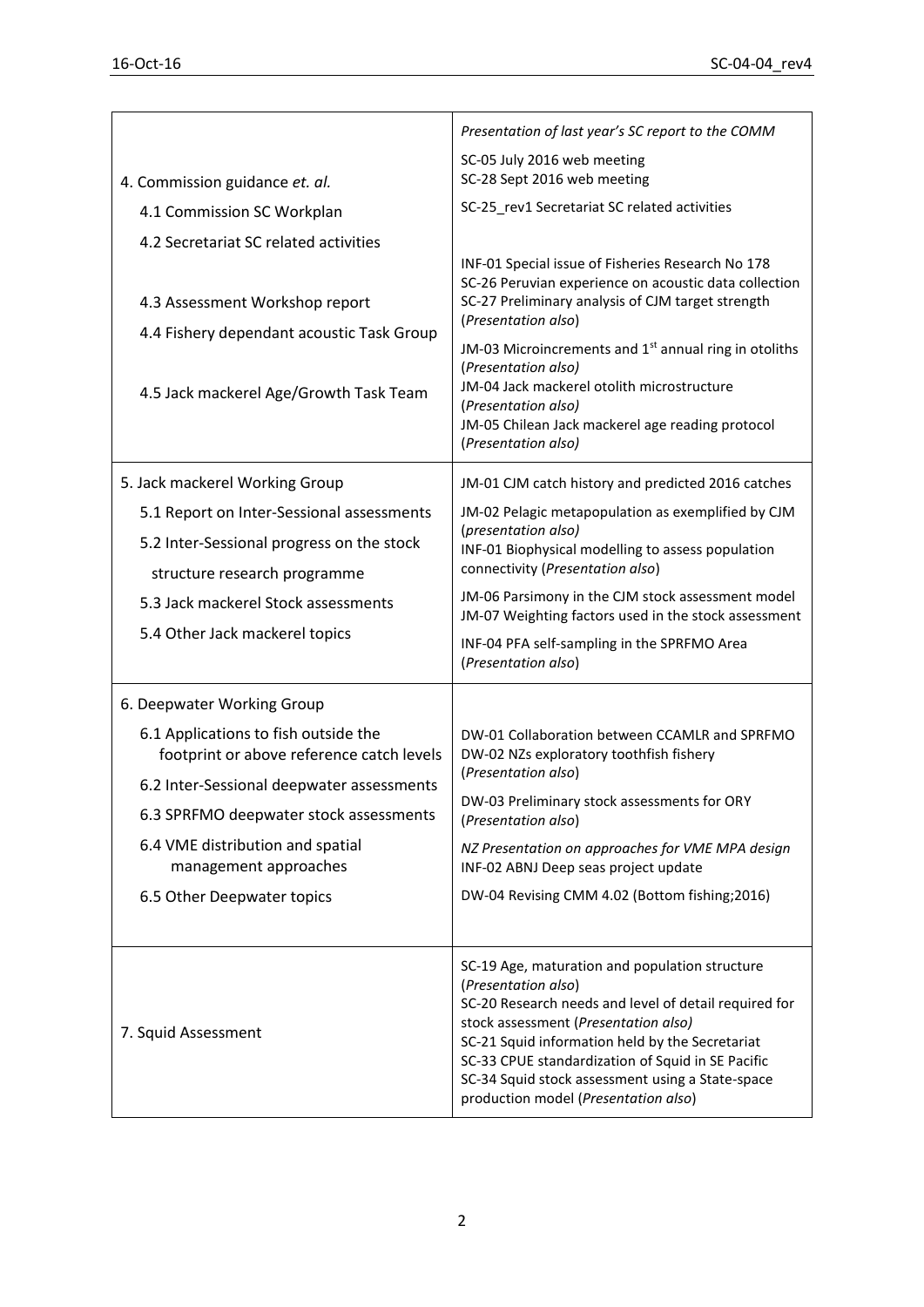| | |
|---|---|
| 4. Commission guidance *et. al.*<br>4.1 Commission SC Workplan<br>4.2 Secretariat SC related activities<br>4.3 Assessment Workshop report<br>4.4 Fishery dependant acoustic Task Group<br>4.5 Jack mackerel Age/Growth Task Team | *Presentation of last year's SC report to the COMM*<br>SC-05 July 2016 web meeting<br>SC-28 Sept 2016 web meeting<br>SC-25_rev1 Secretariat SC related activities<br>INF-01 Special issue of Fisheries Research No 178<br>SC-26 Peruvian experience on acoustic data collection<br>SC-27 Preliminary analysis of CJM target strength (*Presentation also*)<br>JM-03 Microincrements and 1st annual ring in otoliths (*Presentation also)*<br>JM-04 Jack mackerel otolith microstructure (*Presentation also)*<br>JM-05 Chilean Jack mackerel age reading protocol (*Presentation also)* |
| 5. Jack mackerel Working Group<br>5.1 Report on Inter-Sessional assessments<br>5.2 Inter-Sessional progress on the stock structure research programme<br>5.3 Jack mackerel Stock assessments<br>5.4 Other Jack mackerel topics | JM-01 CJM catch history and predicted 2016 catches<br>JM-02 Pelagic metapopulation as exemplified by CJM (*presentation also)*<br>INF-01 Biophysical modelling to assess population connectivity (*Presentation also*)<br>JM-06 Parsimony in the CJM stock assessment model<br>JM-07 Weighting factors used in the stock assessment<br>INF-04 PFA self-sampling in the SPRFMO Area (*Presentation also*) |
| 6. Deepwater Working Group<br>6.1 Applications to fish outside the footprint or above reference catch levels<br>6.2 Inter-Sessional deepwater assessments<br>6.3 SPRFMO deepwater stock assessments<br>6.4 VME distribution and spatial management approaches<br>6.5 Other Deepwater topics | DW-01 Collaboration between CCAMLR and SPRFMO<br>DW-02 NZs exploratory toothfish fishery (*Presentation also*)<br>DW-03 Preliminary stock assessments for ORY (*Presentation also*)<br>*NZ Presentation on approaches for VME MPA design*<br>INF-02 ABNJ Deep seas project update<br>DW-04 Revising CMM 4.02 (Bottom fishing;2016) |
| 7. Squid Assessment | SC-19 Age, maturation and population structure (*Presentation also*)<br>SC-20 Research needs and level of detail required for stock assessment (*Presentation also)*<br>SC-21 Squid information held by the Secretariat<br>SC-33 CPUE standardization of Squid in SE Pacific<br>SC-34 Squid stock assessment using a State-space production model (*Presentation also*) |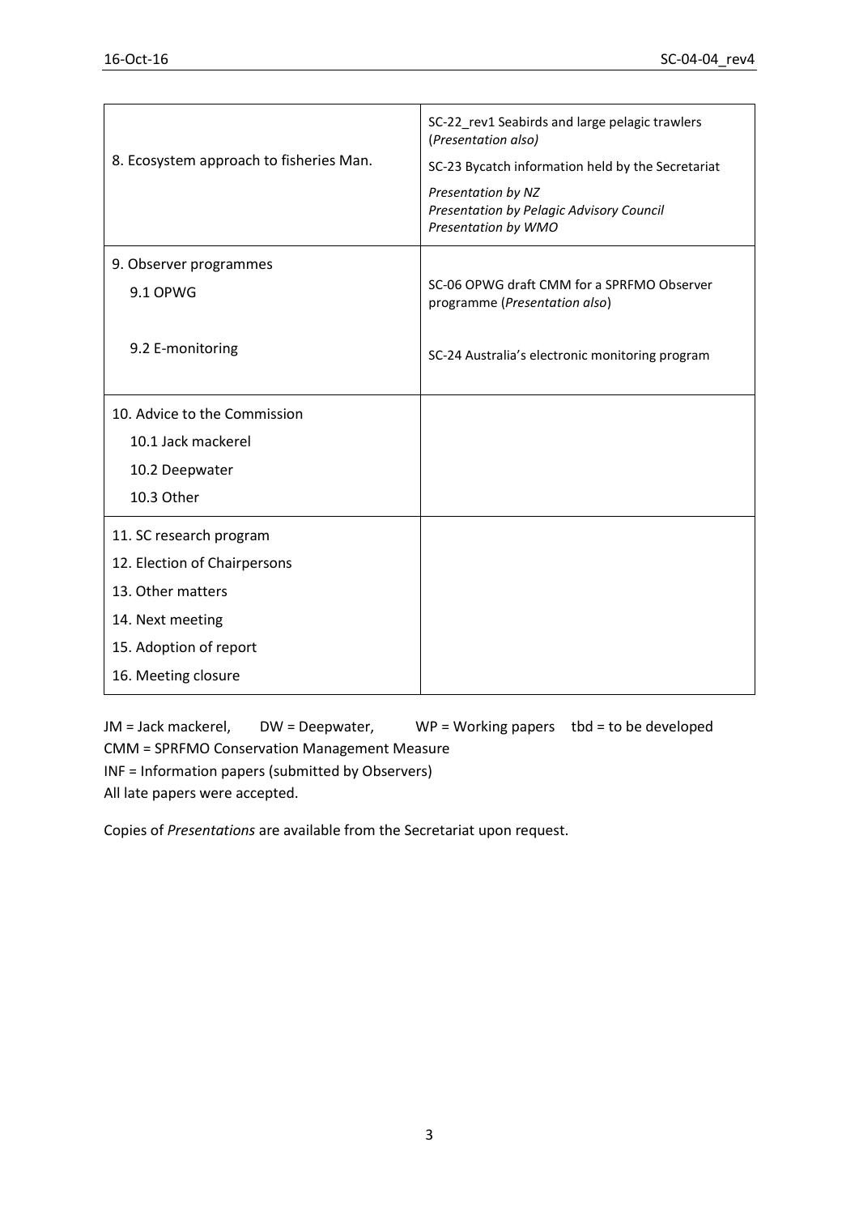| | |
|---|---|
| 8. Ecosystem approach to fisheries Man. | SC-22_rev1 Seabirds and large pelagic trawlers (*Presentation also)*<br>SC-23 Bycatch information held by the Secretariat<br>*Presentation by NZ*<br>*Presentation by Pelagic Advisory Council*<br>*Presentation by WMO* |
| 9. Observer programmes<br>9.1 OPWG<br><br>9.2 E-monitoring | SC-06 OPWG draft CMM for a SPRFMO Observer programme (*Presentation also*)<br><br>SC-24 Australia's electronic monitoring program |
| 10. Advice to the Commission<br>10.1 Jack mackerel<br>10.2 Deepwater<br>10.3 Other | |
| 11. SC research program<br>12. Election of Chairpersons<br>13. Other matters<br>14. Next meeting<br>15. Adoption of report<br>16. Meeting closure | |

JM = Jack mackerel, DW = Deepwater, WP = Working papers tbd = to be developed
CMM = SPRFMO Conservation Management Measure
INF = Information papers (submitted by Observers)
All late papers were accepted.

Copies of *Presentations* are available from the Secretariat upon request.